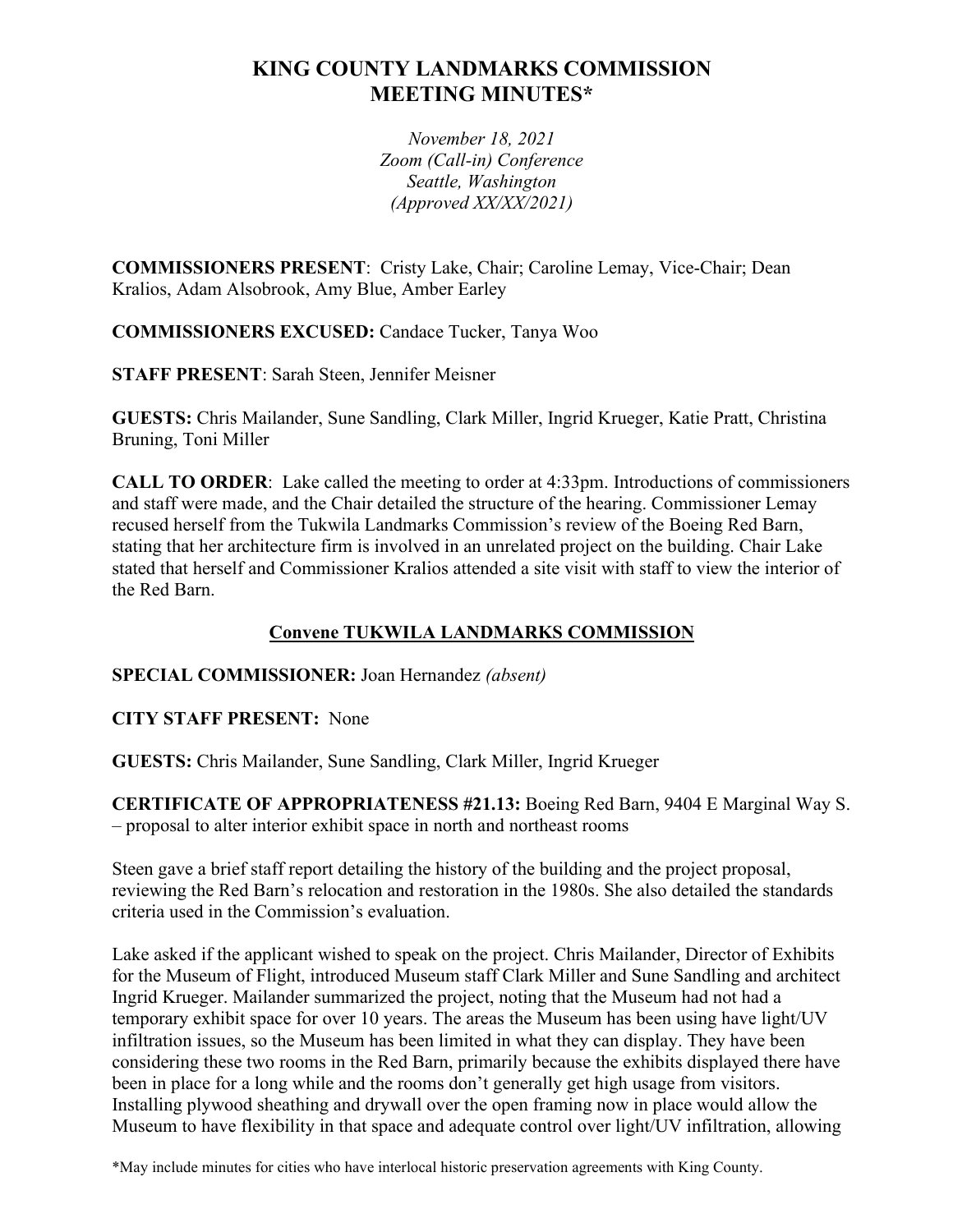# KING COUNTY LANDMARKS COMMISSION MEETING MINUTES*

*November 18, 2021*
*Zoom (Call-in) Conference*
*Seattle, Washington*
*(Approved XX/XX/2021)*

**COMMISSIONERS PRESENT**: Cristy Lake, Chair; Caroline Lemay, Vice-Chair; Dean Kralios, Adam Alsobrook, Amy Blue, Amber Earley

**COMMISSIONERS EXCUSED:** Candace Tucker, Tanya Woo

**STAFF PRESENT**: Sarah Steen, Jennifer Meisner

**GUESTS:** Chris Mailander, Sune Sandling, Clark Miller, Ingrid Krueger, Katie Pratt, Christina Bruning, Toni Miller

**CALL TO ORDER**: Lake called the meeting to order at 4:33pm. Introductions of commissioners and staff were made, and the Chair detailed the structure of the hearing. Commissioner Lemay recused herself from the Tukwila Landmarks Commission's review of the Boeing Red Barn, stating that her architecture firm is involved in an unrelated project on the building. Chair Lake stated that herself and Commissioner Kralios attended a site visit with staff to view the interior of the Red Barn.

## Convene TUKWILA LANDMARKS COMMISSION

**SPECIAL COMMISSIONER:** Joan Hernandez *(absent)*

**CITY STAFF PRESENT:** None

**GUESTS:** Chris Mailander, Sune Sandling, Clark Miller, Ingrid Krueger

**CERTIFICATE OF APPROPRIATENESS #21.13:** Boeing Red Barn, 9404 E Marginal Way S. – proposal to alter interior exhibit space in north and northeast rooms

Steen gave a brief staff report detailing the history of the building and the project proposal, reviewing the Red Barn's relocation and restoration in the 1980s. She also detailed the standards criteria used in the Commission's evaluation.

Lake asked if the applicant wished to speak on the project. Chris Mailander, Director of Exhibits for the Museum of Flight, introduced Museum staff Clark Miller and Sune Sandling and architect Ingrid Krueger. Mailander summarized the project, noting that the Museum had not had a temporary exhibit space for over 10 years. The areas the Museum has been using have light/UV infiltration issues, so the Museum has been limited in what they can display. They have been considering these two rooms in the Red Barn, primarily because the exhibits displayed there have been in place for a long while and the rooms don't generally get high usage from visitors. Installing plywood sheathing and drywall over the open framing now in place would allow the Museum to have flexibility in that space and adequate control over light/UV infiltration, allowing

*May include minutes for cities who have interlocal historic preservation agreements with King County.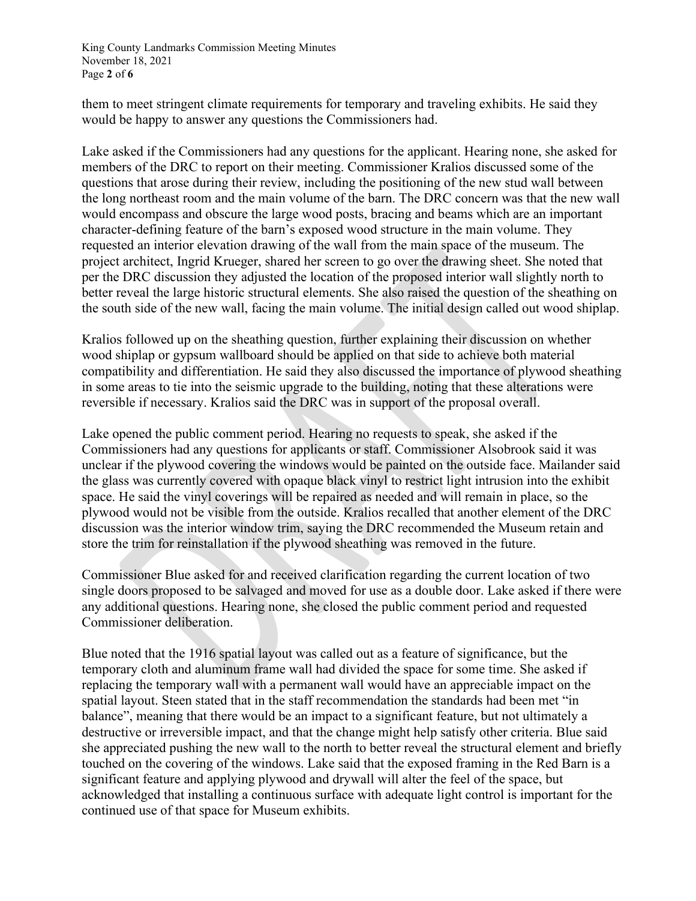them to meet stringent climate requirements for temporary and traveling exhibits. He said they would be happy to answer any questions the Commissioners had.

Lake asked if the Commissioners had any questions for the applicant. Hearing none, she asked for members of the DRC to report on their meeting. Commissioner Kralios discussed some of the questions that arose during their review, including the positioning of the new stud wall between the long northeast room and the main volume of the barn. The DRC concern was that the new wall would encompass and obscure the large wood posts, bracing and beams which are an important character-defining feature of the barn's exposed wood structure in the main volume. They requested an interior elevation drawing of the wall from the main space of the museum. The project architect, Ingrid Krueger, shared her screen to go over the drawing sheet. She noted that per the DRC discussion they adjusted the location of the proposed interior wall slightly north to better reveal the large historic structural elements. She also raised the question of the sheathing on the south side of the new wall, facing the main volume. The initial design called out wood shiplap.

Kralios followed up on the sheathing question, further explaining their discussion on whether wood shiplap or gypsum wallboard should be applied on that side to achieve both material compatibility and differentiation. He said they also discussed the importance of plywood sheathing in some areas to tie into the seismic upgrade to the building, noting that these alterations were reversible if necessary. Kralios said the DRC was in support of the proposal overall.

Lake opened the public comment period. Hearing no requests to speak, she asked if the Commissioners had any questions for applicants or staff. Commissioner Alsobrook said it was unclear if the plywood covering the windows would be painted on the outside face. Mailander said the glass was currently covered with opaque black vinyl to restrict light intrusion into the exhibit space. He said the vinyl coverings will be repaired as needed and will remain in place, so the plywood would not be visible from the outside. Kralios recalled that another element of the DRC discussion was the interior window trim, saying the DRC recommended the Museum retain and store the trim for reinstallation if the plywood sheathing was removed in the future.

Commissioner Blue asked for and received clarification regarding the current location of two single doors proposed to be salvaged and moved for use as a double door. Lake asked if there were any additional questions. Hearing none, she closed the public comment period and requested Commissioner deliberation.

Blue noted that the 1916 spatial layout was called out as a feature of significance, but the temporary cloth and aluminum frame wall had divided the space for some time. She asked if replacing the temporary wall with a permanent wall would have an appreciable impact on the spatial layout. Steen stated that in the staff recommendation the standards had been met "in balance", meaning that there would be an impact to a significant feature, but not ultimately a destructive or irreversible impact, and that the change might help satisfy other criteria. Blue said she appreciated pushing the new wall to the north to better reveal the structural element and briefly touched on the covering of the windows. Lake said that the exposed framing in the Red Barn is a significant feature and applying plywood and drywall will alter the feel of the space, but acknowledged that installing a continuous surface with adequate light control is important for the continued use of that space for Museum exhibits.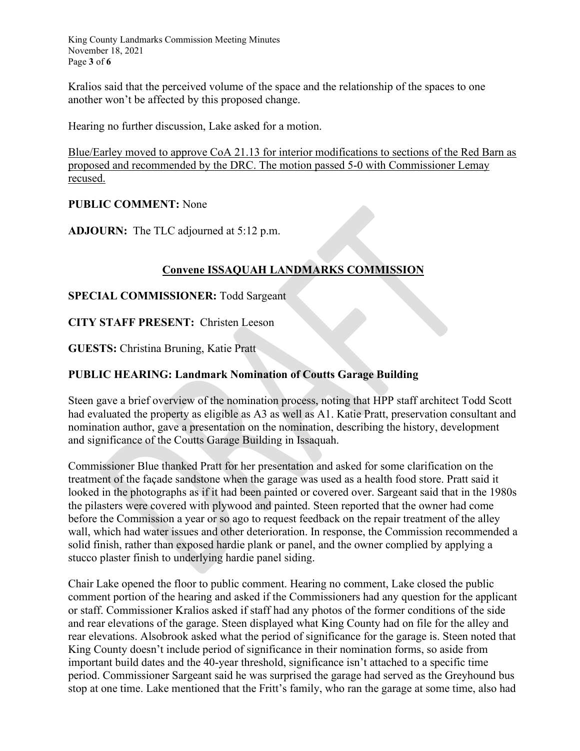Kralios said that the perceived volume of the space and the relationship of the spaces to one another won't be affected by this proposed change.

Hearing no further discussion, Lake asked for a motion.

<u>Blue/Earley moved to approve CoA 21.13 for interior modifications to sections of the Red Barn as proposed and recommended by the DRC. The motion passed 5-0 with Commissioner Lemay recused.</u>

**PUBLIC COMMENT:** None

**ADJOURN:** The TLC adjourned at 5:12 p.m.

## <u>Convene ISSAQUAH LANDMARKS COMMISSION</u>

**SPECIAL COMMISSIONER:** Todd Sargeant

**CITY STAFF PRESENT:** Christen Leeson

**GUESTS:** Christina Bruning, Katie Pratt

**PUBLIC HEARING: Landmark Nomination of Coutts Garage Building**

Steen gave a brief overview of the nomination process, noting that HPP staff architect Todd Scott had evaluated the property as eligible as A3 as well as A1. Katie Pratt, preservation consultant and nomination author, gave a presentation on the nomination, describing the history, development and significance of the Coutts Garage Building in Issaquah.

Commissioner Blue thanked Pratt for her presentation and asked for some clarification on the treatment of the façade sandstone when the garage was used as a health food store. Pratt said it looked in the photographs as if it had been painted or covered over. Sargeant said that in the 1980s the pilasters were covered with plywood and painted. Steen reported that the owner had come before the Commission a year or so ago to request feedback on the repair treatment of the alley wall, which had water issues and other deterioration. In response, the Commission recommended a solid finish, rather than exposed hardie plank or panel, and the owner complied by applying a stucco plaster finish to underlying hardie panel siding.

Chair Lake opened the floor to public comment. Hearing no comment, Lake closed the public comment portion of the hearing and asked if the Commissioners had any question for the applicant or staff. Commissioner Kralios asked if staff had any photos of the former conditions of the side and rear elevations of the garage. Steen displayed what King County had on file for the alley and rear elevations. Alsobrook asked what the period of significance for the garage is. Steen noted that King County doesn't include period of significance in their nomination forms, so aside from important build dates and the 40-year threshold, significance isn't attached to a specific time period. Commissioner Sargeant said he was surprised the garage had served as the Greyhound bus stop at one time. Lake mentioned that the Fritt's family, who ran the garage at some time, also had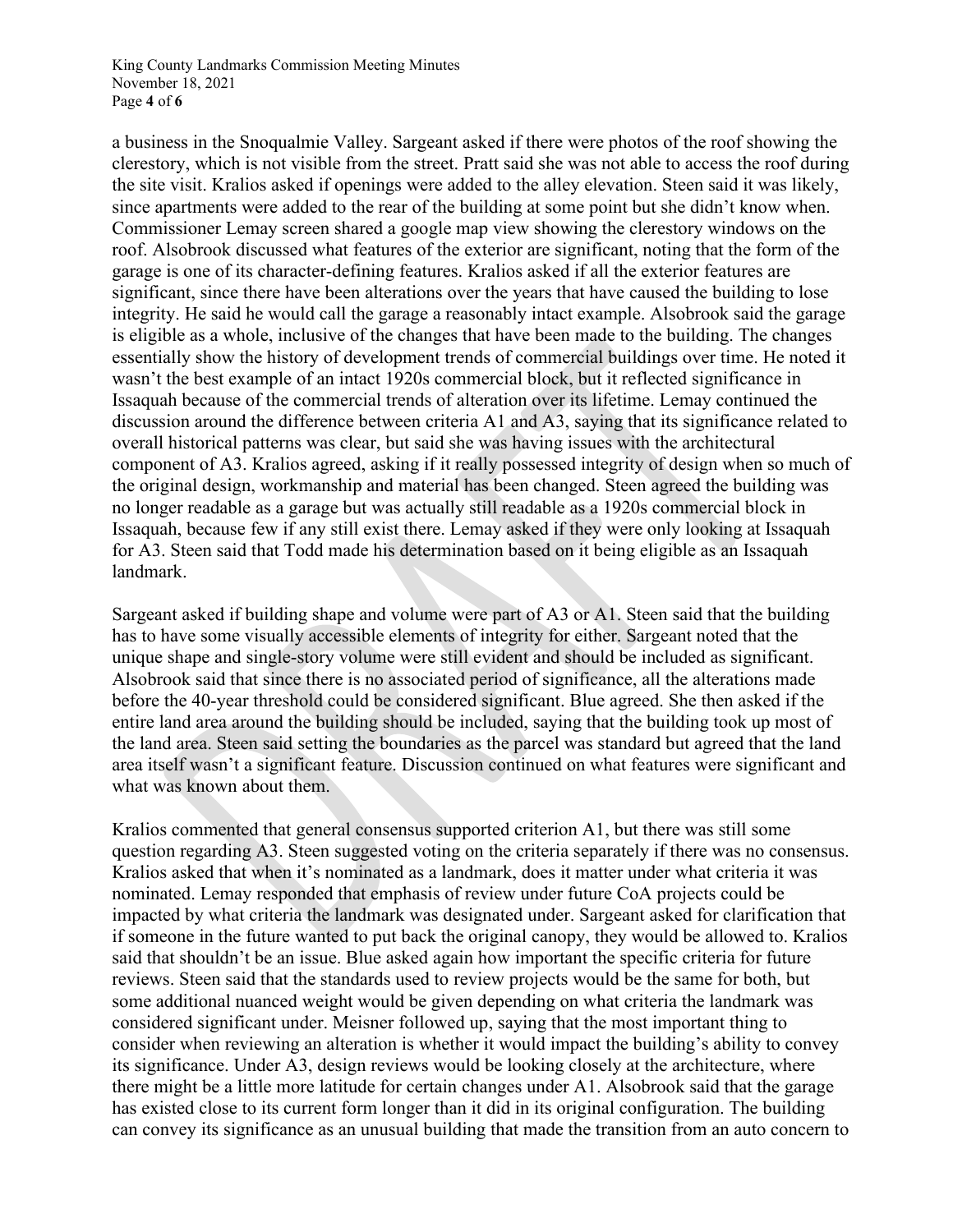a business in the Snoqualmie Valley. Sargeant asked if there were photos of the roof showing the clerestory, which is not visible from the street. Pratt said she was not able to access the roof during the site visit. Kralios asked if openings were added to the alley elevation. Steen said it was likely, since apartments were added to the rear of the building at some point but she didn't know when. Commissioner Lemay screen shared a google map view showing the clerestory windows on the roof. Alsobrook discussed what features of the exterior are significant, noting that the form of the garage is one of its character-defining features. Kralios asked if all the exterior features are significant, since there have been alterations over the years that have caused the building to lose integrity. He said he would call the garage a reasonably intact example. Alsobrook said the garage is eligible as a whole, inclusive of the changes that have been made to the building. The changes essentially show the history of development trends of commercial buildings over time. He noted it wasn't the best example of an intact 1920s commercial block, but it reflected significance in Issaquah because of the commercial trends of alteration over its lifetime. Lemay continued the discussion around the difference between criteria A1 and A3, saying that its significance related to overall historical patterns was clear, but said she was having issues with the architectural component of A3. Kralios agreed, asking if it really possessed integrity of design when so much of the original design, workmanship and material has been changed. Steen agreed the building was no longer readable as a garage but was actually still readable as a 1920s commercial block in Issaquah, because few if any still exist there. Lemay asked if they were only looking at Issaquah for A3. Steen said that Todd made his determination based on it being eligible as an Issaquah landmark.

Sargeant asked if building shape and volume were part of A3 or A1. Steen said that the building has to have some visually accessible elements of integrity for either. Sargeant noted that the unique shape and single-story volume were still evident and should be included as significant. Alsobrook said that since there is no associated period of significance, all the alterations made before the 40-year threshold could be considered significant. Blue agreed. She then asked if the entire land area around the building should be included, saying that the building took up most of the land area. Steen said setting the boundaries as the parcel was standard but agreed that the land area itself wasn't a significant feature. Discussion continued on what features were significant and what was known about them.

Kralios commented that general consensus supported criterion A1, but there was still some question regarding A3. Steen suggested voting on the criteria separately if there was no consensus. Kralios asked that when it's nominated as a landmark, does it matter under what criteria it was nominated. Lemay responded that emphasis of review under future CoA projects could be impacted by what criteria the landmark was designated under. Sargeant asked for clarification that if someone in the future wanted to put back the original canopy, they would be allowed to. Kralios said that shouldn't be an issue. Blue asked again how important the specific criteria for future reviews. Steen said that the standards used to review projects would be the same for both, but some additional nuanced weight would be given depending on what criteria the landmark was considered significant under. Meisner followed up, saying that the most important thing to consider when reviewing an alteration is whether it would impact the building's ability to convey its significance. Under A3, design reviews would be looking closely at the architecture, where there might be a little more latitude for certain changes under A1. Alsobrook said that the garage has existed close to its current form longer than it did in its original configuration. The building can convey its significance as an unusual building that made the transition from an auto concern to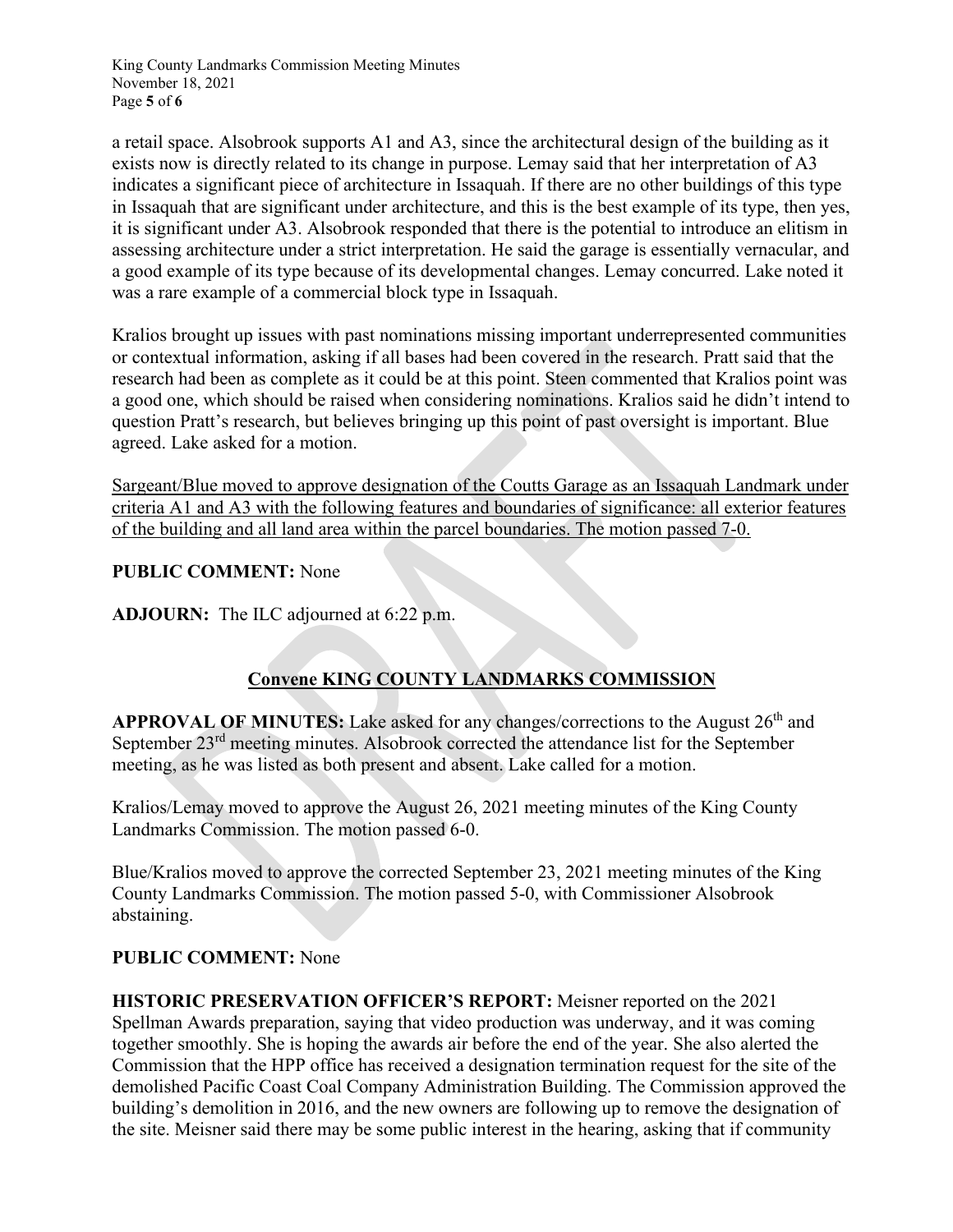a retail space. Alsobrook supports A1 and A3, since the architectural design of the building as it exists now is directly related to its change in purpose. Lemay said that her interpretation of A3 indicates a significant piece of architecture in Issaquah. If there are no other buildings of this type in Issaquah that are significant under architecture, and this is the best example of its type, then yes, it is significant under A3. Alsobrook responded that there is the potential to introduce an elitism in assessing architecture under a strict interpretation. He said the garage is essentially vernacular, and a good example of its type because of its developmental changes. Lemay concurred. Lake noted it was a rare example of a commercial block type in Issaquah.

Kralios brought up issues with past nominations missing important underrepresented communities or contextual information, asking if all bases had been covered in the research. Pratt said that the research had been as complete as it could be at this point. Steen commented that Kralios point was a good one, which should be raised when considering nominations. Kralios said he didn't intend to question Pratt's research, but believes bringing up this point of past oversight is important. Blue agreed. Lake asked for a motion.

<u>Sargeant/Blue moved to approve designation of the Coutts Garage as an Issaquah Landmark under criteria A1 and A3 with the following features and boundaries of significance: all exterior features of the building and all land area within the parcel boundaries. The motion passed 7-0.</u>

**PUBLIC COMMENT:** None

**ADJOURN:** The ILC adjourned at 6:22 p.m.

## <u>Convene KING COUNTY LANDMARKS COMMISSION</u>

**APPROVAL OF MINUTES:** Lake asked for any changes/corrections to the August 26th and September 23rd meeting minutes. Alsobrook corrected the attendance list for the September meeting, as he was listed as both present and absent. Lake called for a motion.

Kralios/Lemay moved to approve the August 26, 2021 meeting minutes of the King County Landmarks Commission. The motion passed 6-0.

Blue/Kralios moved to approve the corrected September 23, 2021 meeting minutes of the King County Landmarks Commission. The motion passed 5-0, with Commissioner Alsobrook abstaining.

**PUBLIC COMMENT:** None

**HISTORIC PRESERVATION OFFICER'S REPORT:** Meisner reported on the 2021 Spellman Awards preparation, saying that video production was underway, and it was coming together smoothly. She is hoping the awards air before the end of the year. She also alerted the Commission that the HPP office has received a designation termination request for the site of the demolished Pacific Coast Coal Company Administration Building. The Commission approved the building's demolition in 2016, and the new owners are following up to remove the designation of the site. Meisner said there may be some public interest in the hearing, asking that if community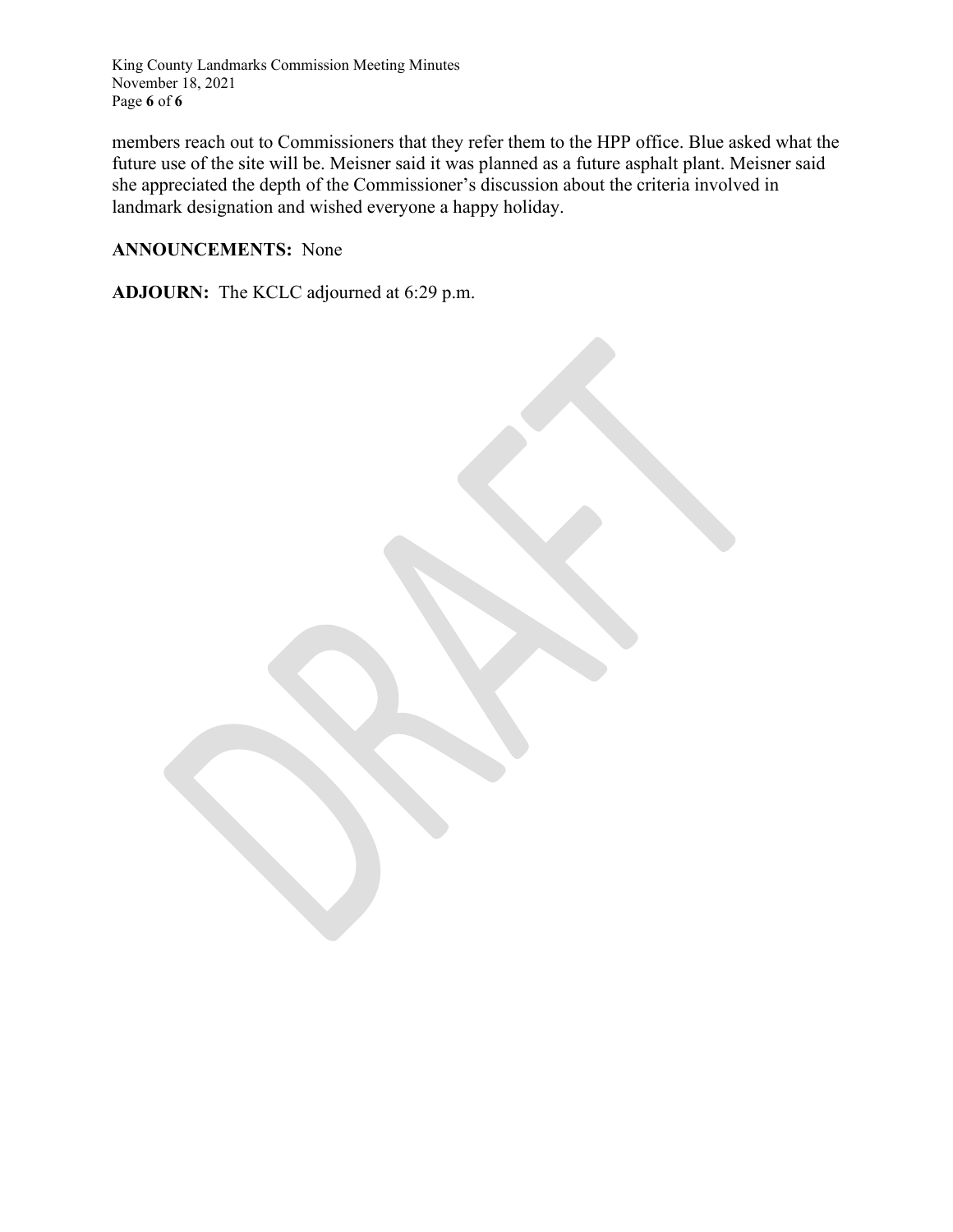members reach out to Commissioners that they refer them to the HPP office. Blue asked what the future use of the site will be. Meisner said it was planned as a future asphalt plant. Meisner said she appreciated the depth of the Commissioner's discussion about the criteria involved in landmark designation and wished everyone a happy holiday.

**ANNOUNCEMENTS:** None

**ADJOURN:** The KCLC adjourned at 6:29 p.m.